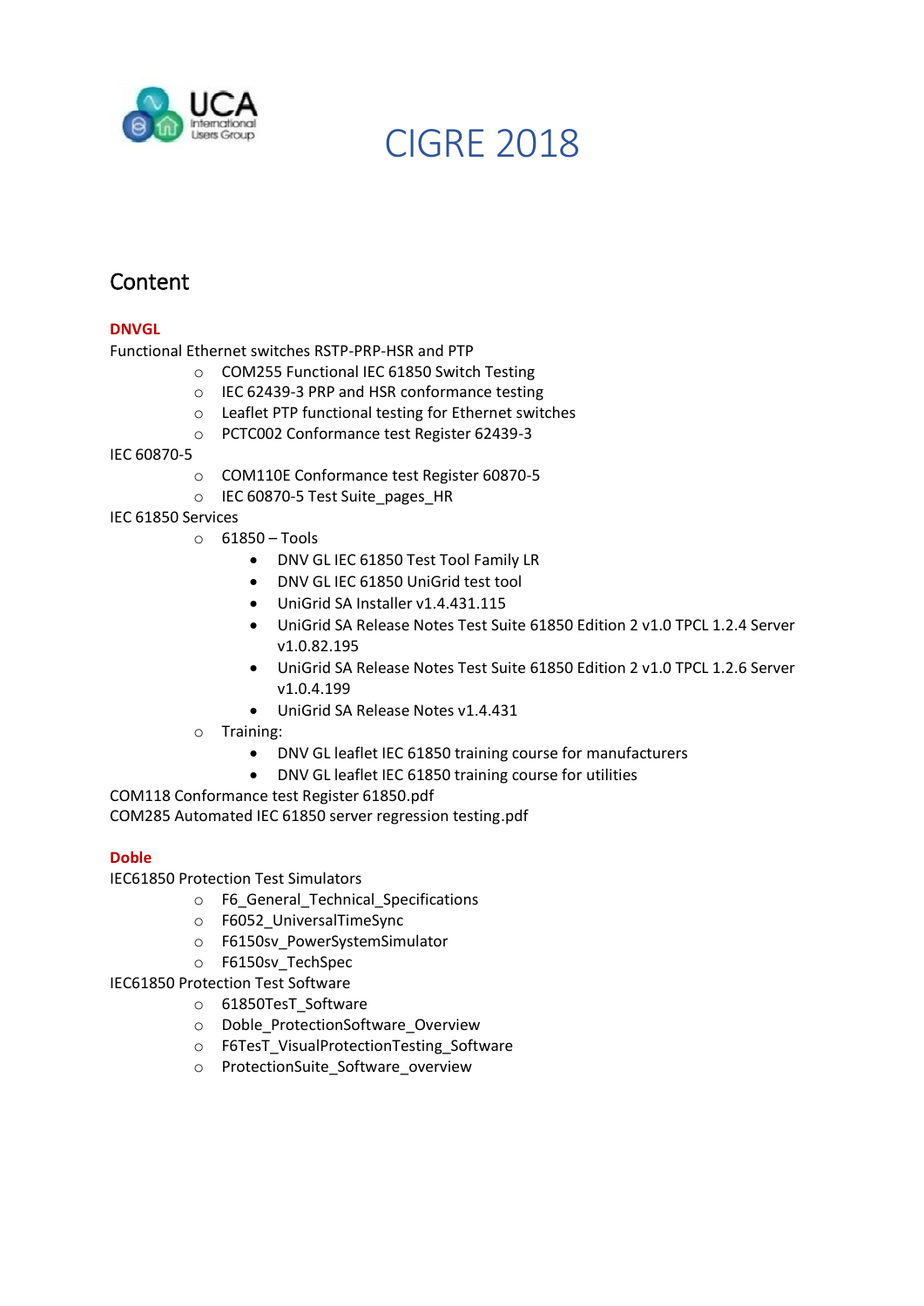# CIGRE 2018

## Content

**DNVGL**

Functional Ethernet switches RSTP-PRP-HSR and PTP

- COM255 Functional IEC 61850 Switch Testing
- IEC 62439-3 PRP and HSR conformance testing
- Leaflet PTP functional testing for Ethernet switches
- PCTC002 Conformance test Register 62439-3

IEC 60870-5

- COM110E Conformance test Register 60870-5
- IEC 60870-5 Test Suite_pages_HR

IEC 61850 Services

- 61850 – Tools
  - DNV GL IEC 61850 Test Tool Family LR
  - DNV GL IEC 61850 UniGrid test tool
  - UniGrid SA Installer v1.4.431.115
  - UniGrid SA Release Notes Test Suite 61850 Edition 2 v1.0 TPCL 1.2.4 Server v1.0.82.195
  - UniGrid SA Release Notes Test Suite 61850 Edition 2 v1.0 TPCL 1.2.6 Server v1.0.4.199
  - UniGrid SA Release Notes v1.4.431
- Training:
  - DNV GL leaflet IEC 61850 training course for manufacturers
  - DNV GL leaflet IEC 61850 training course for utilities

COM118 Conformance test Register 61850.pdf
COM285 Automated IEC 61850 server regression testing.pdf

**Doble**

IEC61850 Protection Test Simulators

- F6_General_Technical_Specifications
- F6052_UniversalTimeSync
- F6150sv_PowerSystemSimulator
- F6150sv_TechSpec

IEC61850 Protection Test Software

- 61850TesT_Software
- Doble_ProtectionSoftware_Overview
- F6TesT_VisualProtectionTesting_Software
- ProtectionSuite_Software_overview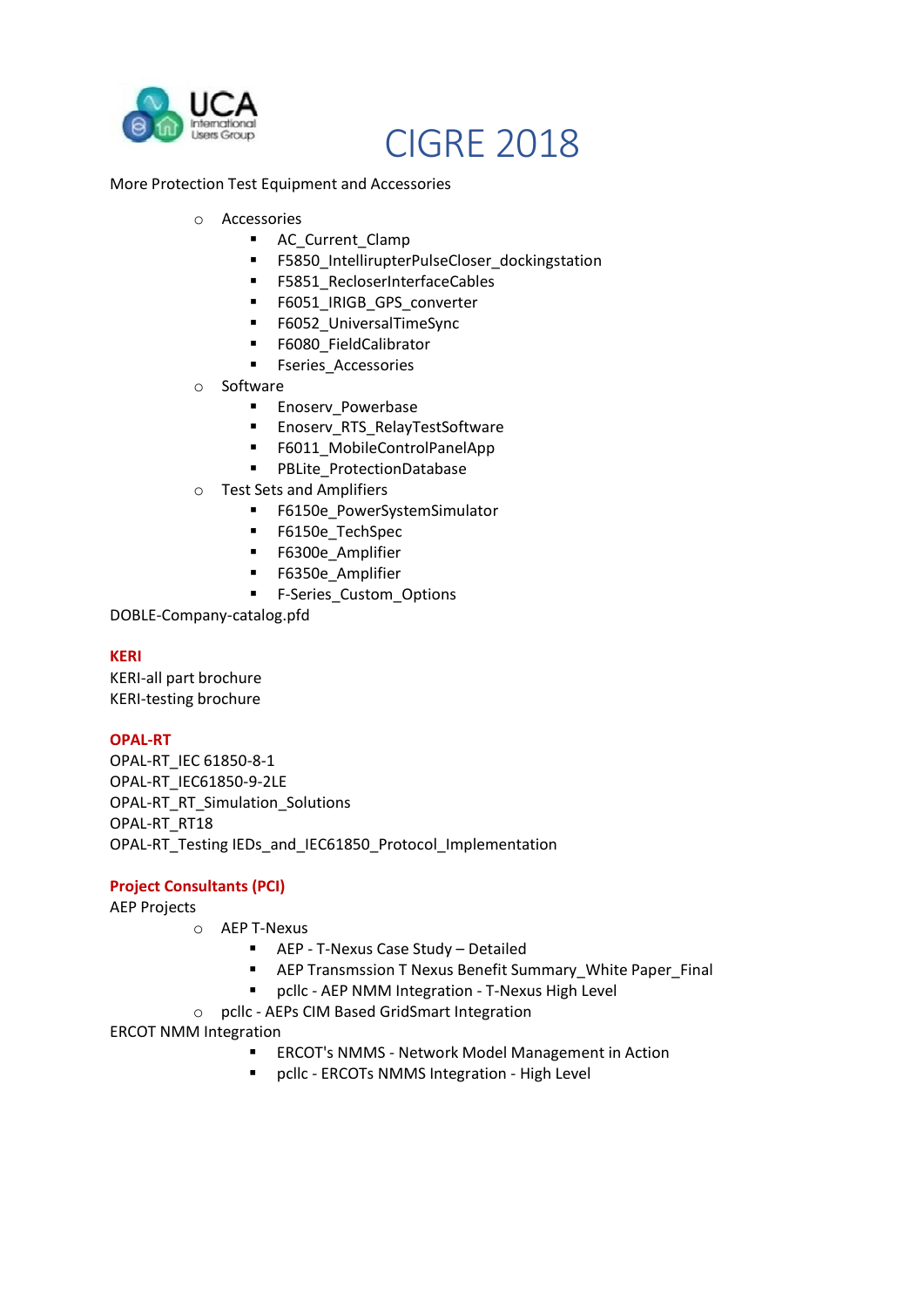# CIGRE 2018

More Protection Test Equipment and Accessories

- Accessories
  - AC_Current_Clamp
  - F5850_IntellirupterPulseCloser_dockingstation
  - F5851_RecloserInterfaceCables
  - F6051_IRIGB_GPS_converter
  - F6052_UniversalTimeSync
  - F6080_FieldCalibrator
  - Fseries_Accessories
- Software
  - Enoserv_Powerbase
  - Enoserv_RTS_RelayTestSoftware
  - F6011_MobileControlPanelApp
  - PBLite_ProtectionDatabase
- Test Sets and Amplifiers
  - F6150e_PowerSystemSimulator
  - F6150e_TechSpec
  - F6300e_Amplifier
  - F6350e_Amplifier
  - F-Series_Custom_Options

DOBLE-Company-catalog.pfd

**KERI**

KERI-all part brochure
KERI-testing brochure

**OPAL-RT**

OPAL-RT_IEC 61850-8-1
OPAL-RT_IEC61850-9-2LE
OPAL-RT_RT_Simulation_Solutions
OPAL-RT_RT18
OPAL-RT_Testing IEDs_and_IEC61850_Protocol_Implementation

**Project Consultants (PCI)**

AEP Projects

- AEP T-Nexus
  - AEP - T-Nexus Case Study – Detailed
  - AEP Transmssion T Nexus Benefit Summary_White Paper_Final
  - pcllc - AEP NMM Integration - T-Nexus High Level
- pcllc - AEPs CIM Based GridSmart Integration

ERCOT NMM Integration

- ERCOT's NMMS - Network Model Management in Action
- pcllc - ERCOTs NMMS Integration - High Level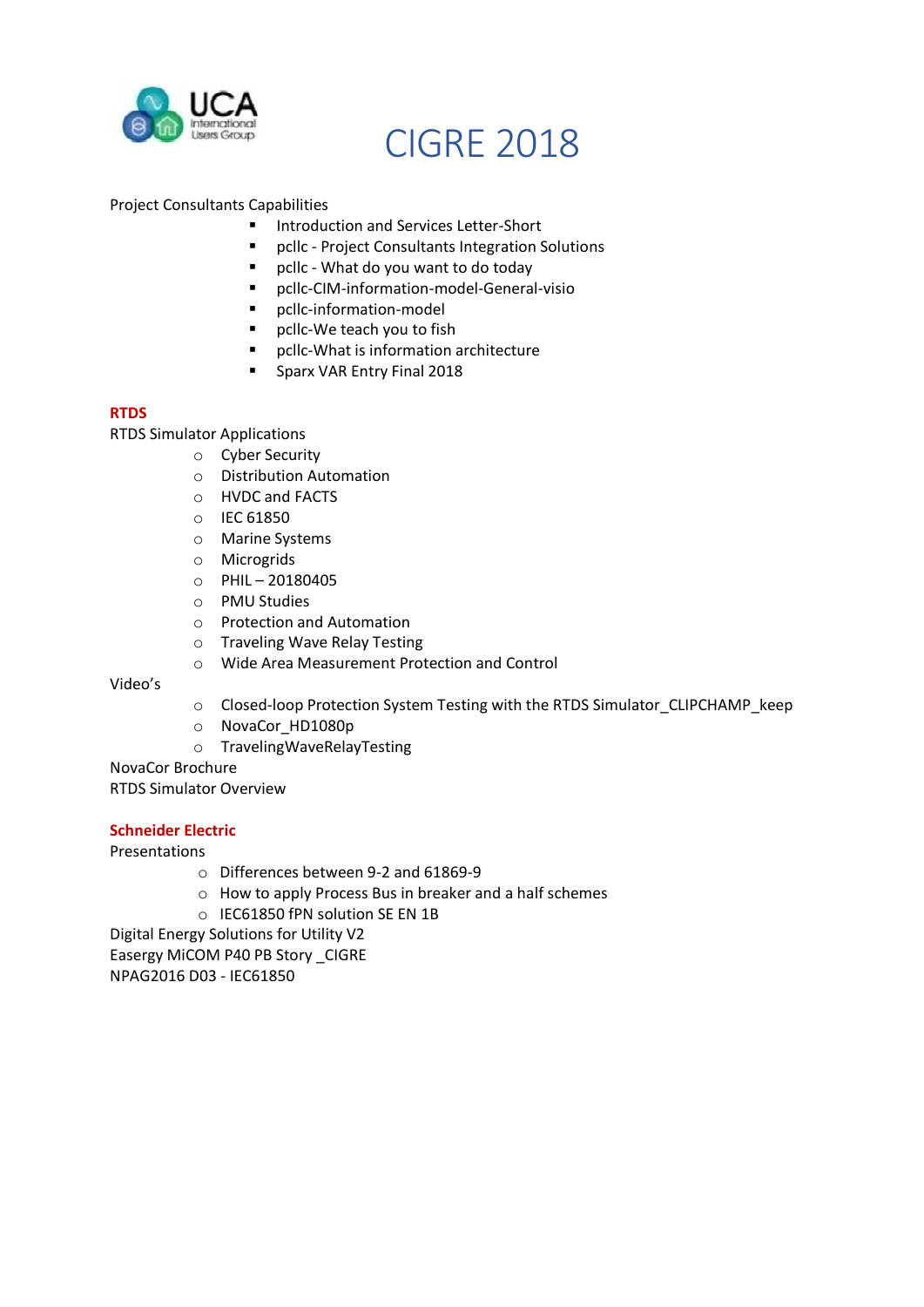# CIGRE 2018

Project Consultants Capabilities

- Introduction and Services Letter-Short
- pcllc - Project Consultants Integration Solutions
- pcllc - What do you want to do today
- pcllc-CIM-information-model-General-visio
- pcllc-information-model
- pcllc-We teach you to fish
- pcllc-What is information architecture
- Sparx VAR Entry Final 2018

**RTDS**

RTDS Simulator Applications

- Cyber Security
- Distribution Automation
- HVDC and FACTS
- IEC 61850
- Marine Systems
- Microgrids
- PHIL – 20180405
- PMU Studies
- Protection and Automation
- Traveling Wave Relay Testing
- Wide Area Measurement Protection and Control

Video's

- Closed-loop Protection System Testing with the RTDS Simulator_CLIPCHAMP_keep
- NovaCor_HD1080p
- TravelingWaveRelayTesting

NovaCor Brochure

RTDS Simulator Overview

**Schneider Electric**

Presentations

- Differences between 9-2 and 61869-9
- How to apply Process Bus in breaker and a half schemes
- IEC61850 fPN solution SE EN 1B

Digital Energy Solutions for Utility V2

Easergy MiCOM P40 PB Story _CIGRE

NPAG2016 D03 - IEC61850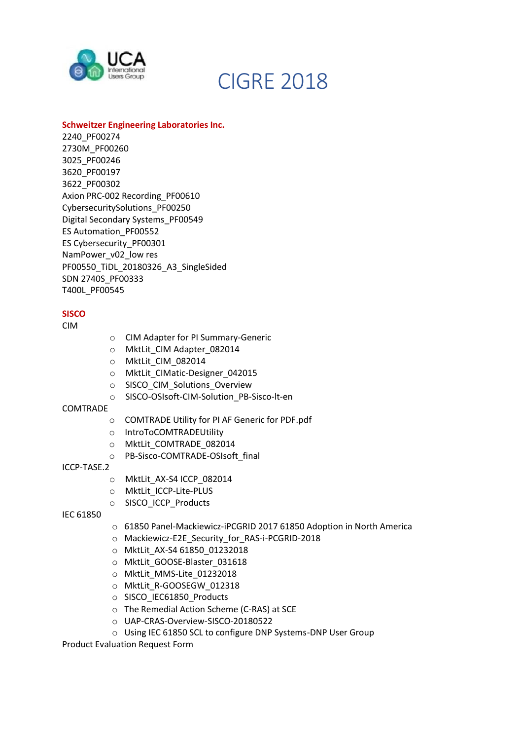# CIGRE 2018

**Schweitzer Engineering Laboratories Inc.**

2240_PF00274
2730M_PF00260
3025_PF00246
3620_PF00197
3622_PF00302
Axion PRC-002 Recording_PF00610
CybersecuritySolutions_PF00250
Digital Secondary Systems_PF00549
ES Automation_PF00552
ES Cybersecurity_PF00301
NamPower_v02_low res
PF00550_TiDL_20180326_A3_SingleSided
SDN 2740S_PF00333
T400L_PF00545

**SISCO**

CIM

- CIM Adapter for PI Summary-Generic
- MktLit_CIM Adapter_082014
- MktLit_CIM_082014
- MktLit_CIMatic-Designer_042015
- SISCO_CIM_Solutions_Overview
- SISCO-OSIsoft-CIM-Solution_PB-Sisco-lt-en

COMTRADE

- COMTRADE Utility for PI AF Generic for PDF.pdf
- IntroToCOMTRADEUtility
- MktLit_COMTRADE_082014
- PB-Sisco-COMTRADE-OSIsoft_final

ICCP-TASE.2

- MktLit_AX-S4 ICCP_082014
- MktLit_ICCP-Lite-PLUS
- SISCO_ICCP_Products

IEC 61850

- 61850 Panel-Mackiewicz-iPCGRID 2017 61850 Adoption in North America
- Mackiewicz-E2E_Security_for_RAS-i-PCGRID-2018
- MktLit_AX-S4 61850_01232018
- MktLit_GOOSE-Blaster_031618
- MktLit_MMS-Lite_01232018
- MktLit_R-GOOSEGW_012318
- SISCO_IEC61850_Products
- The Remedial Action Scheme (C-RAS) at SCE
- UAP-CRAS-Overview-SISCO-20180522
- Using IEC 61850 SCL to configure DNP Systems-DNP User Group

Product Evaluation Request Form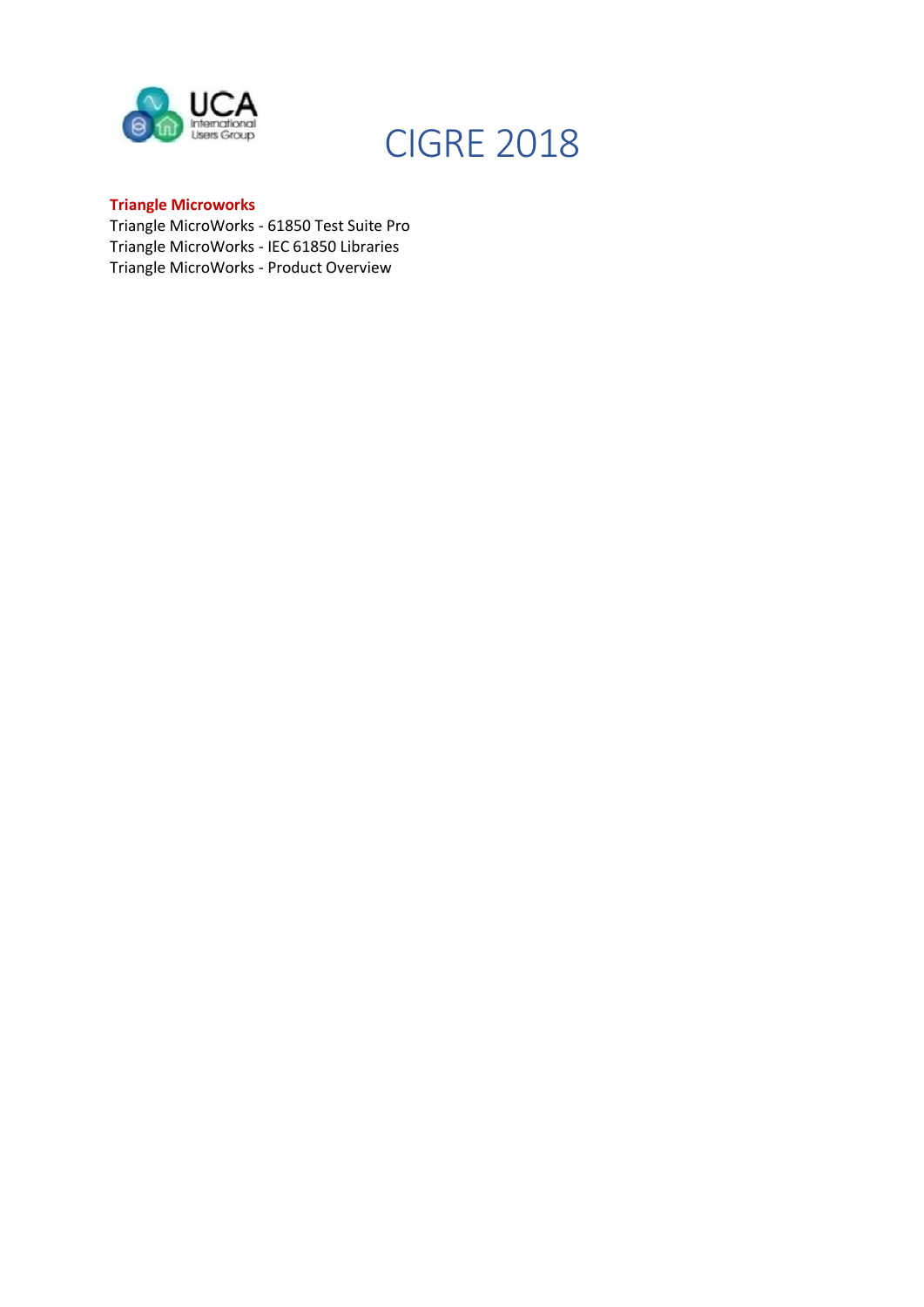# CIGRE 2018

**Triangle Microworks**

Triangle MicroWorks - 61850 Test Suite Pro
Triangle MicroWorks - IEC 61850 Libraries
Triangle MicroWorks - Product Overview